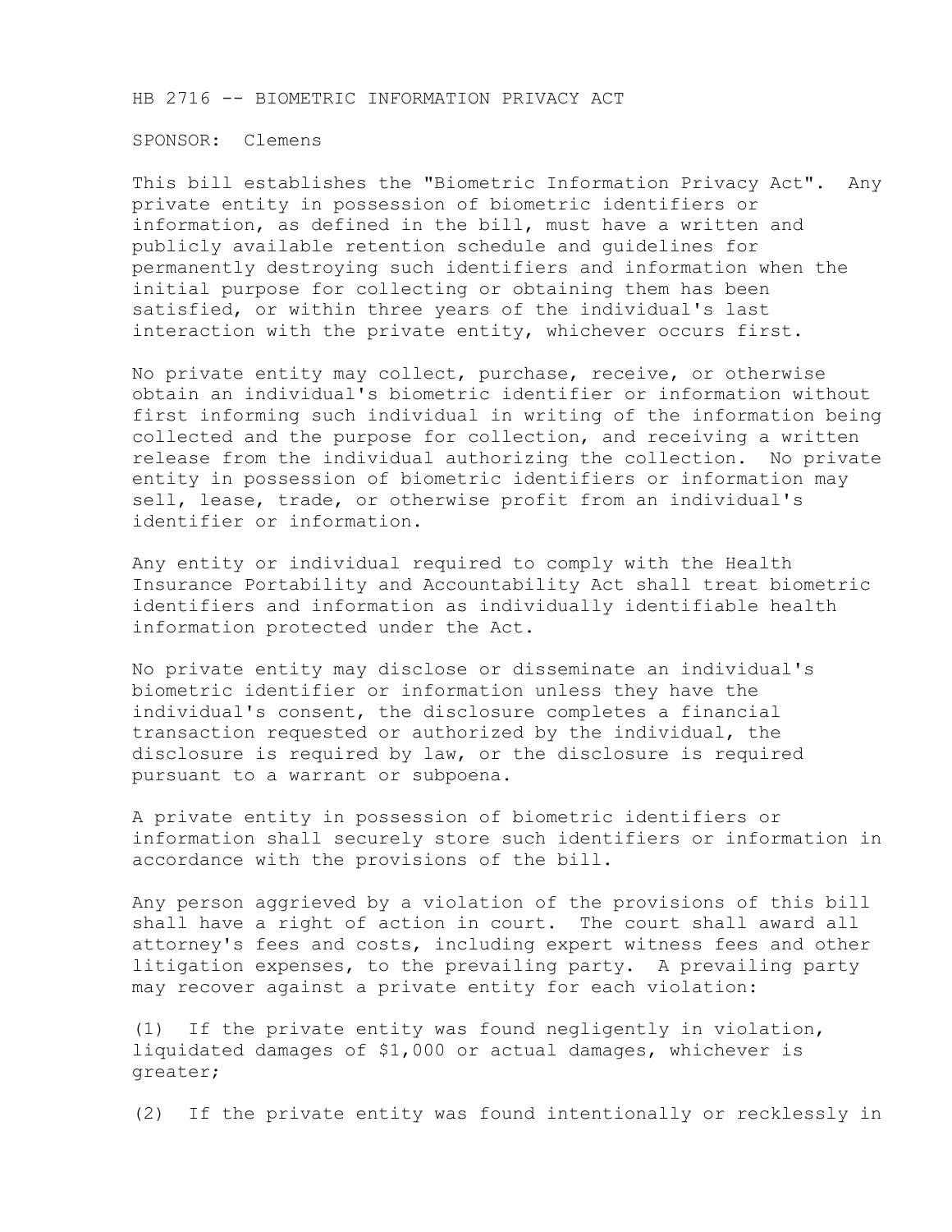# HB 2716 -- BIOMETRIC INFORMATION PRIVACY ACT

SPONSOR: Clemens

This bill establishes the "Biometric Information Privacy Act". Any private entity in possession of biometric identifiers or information, as defined in the bill, must have a written and publicly available retention schedule and guidelines for permanently destroying such identifiers and information when the initial purpose for collecting or obtaining them has been satisfied, or within three years of the individual's last interaction with the private entity, whichever occurs first.

No private entity may collect, purchase, receive, or otherwise obtain an individual's biometric identifier or information without first informing such individual in writing of the information being collected and the purpose for collection, and receiving a written release from the individual authorizing the collection. No private entity in possession of biometric identifiers or information may sell, lease, trade, or otherwise profit from an individual's identifier or information.

Any entity or individual required to comply with the Health Insurance Portability and Accountability Act shall treat biometric identifiers and information as individually identifiable health information protected under the Act.

No private entity may disclose or disseminate an individual's biometric identifier or information unless they have the individual's consent, the disclosure completes a financial transaction requested or authorized by the individual, the disclosure is required by law, or the disclosure is required pursuant to a warrant or subpoena.

A private entity in possession of biometric identifiers or information shall securely store such identifiers or information in accordance with the provisions of the bill.

Any person aggrieved by a violation of the provisions of this bill shall have a right of action in court. The court shall award all attorney's fees and costs, including expert witness fees and other litigation expenses, to the prevailing party. A prevailing party may recover against a private entity for each violation:

(1) If the private entity was found negligently in violation, liquidated damages of $1,000 or actual damages, whichever is greater;

(2) If the private entity was found intentionally or recklessly in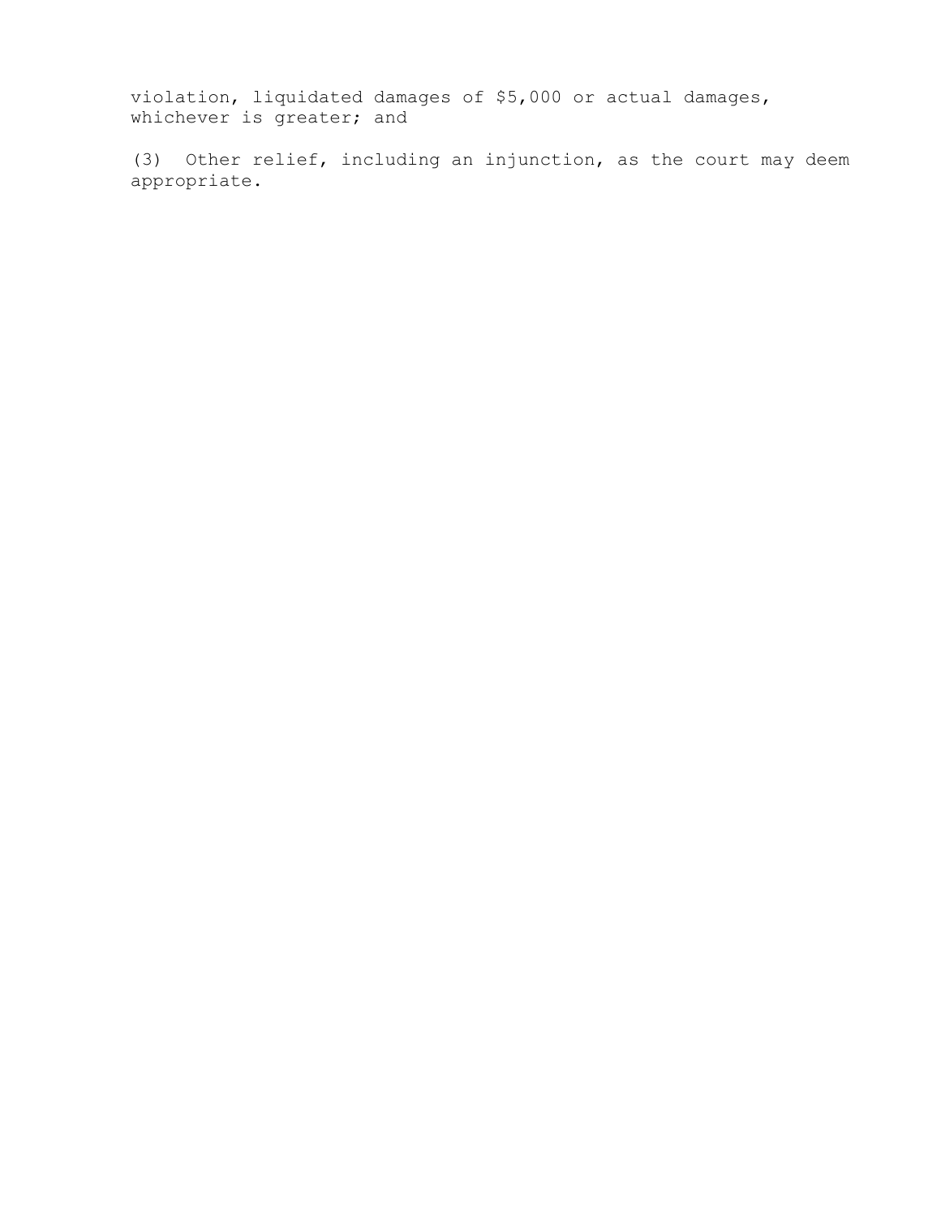violation, liquidated damages of $5,000 or actual damages, whichever is greater; and

(3) Other relief, including an injunction, as the court may deem appropriate.